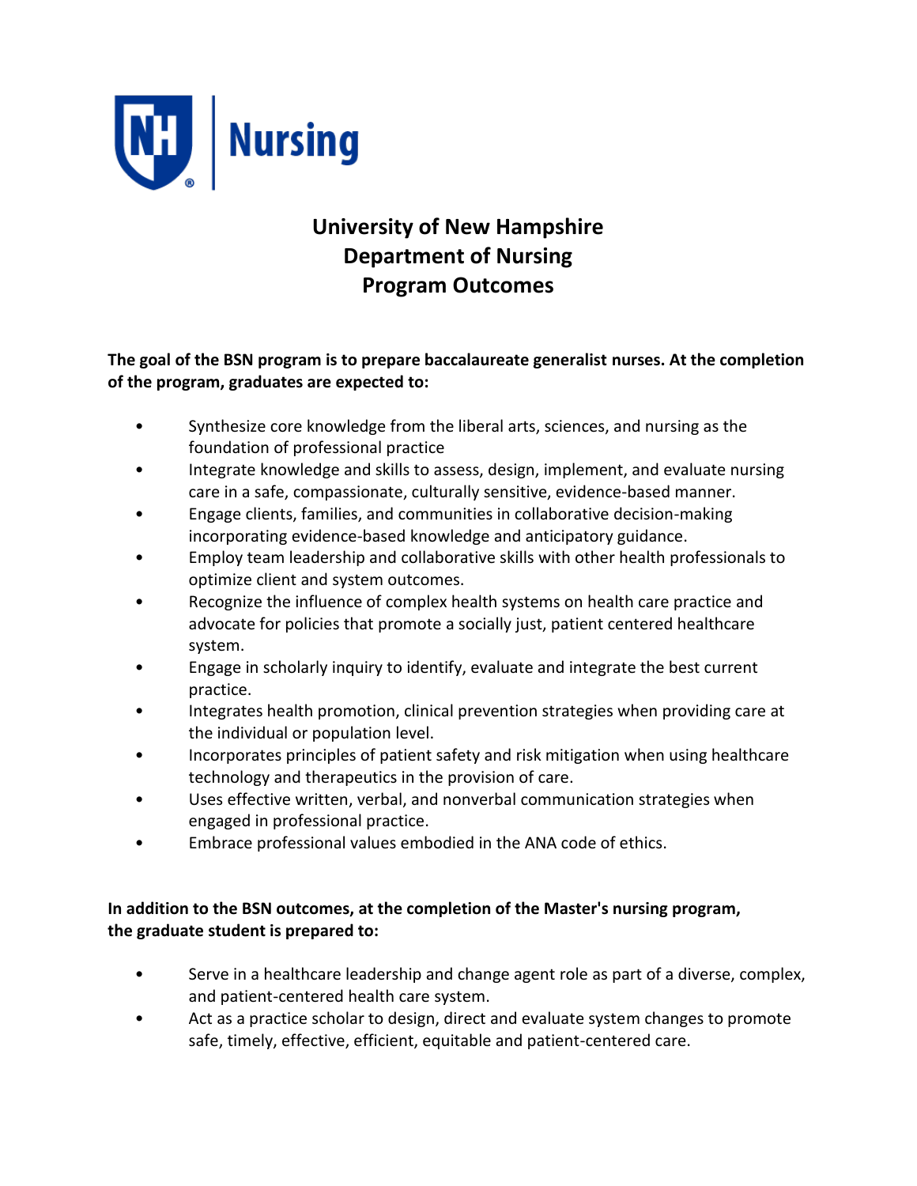Nursing

# University of New Hampshire
# Department of Nursing
# Program Outcomes

**The goal of the BSN program is to prepare baccalaureate generalist nurses. At the completion of the program, graduates are expected to:**

- Synthesize core knowledge from the liberal arts, sciences, and nursing as the foundation of professional practice
- Integrate knowledge and skills to assess, design, implement, and evaluate nursing care in a safe, compassionate, culturally sensitive, evidence-based manner.
- Engage clients, families, and communities in collaborative decision-making incorporating evidence-based knowledge and anticipatory guidance.
- Employ team leadership and collaborative skills with other health professionals to optimize client and system outcomes.
- Recognize the influence of complex health systems on health care practice and advocate for policies that promote a socially just, patient centered healthcare system.
- Engage in scholarly inquiry to identify, evaluate and integrate the best current practice.
- Integrates health promotion, clinical prevention strategies when providing care at the individual or population level.
- Incorporates principles of patient safety and risk mitigation when using healthcare technology and therapeutics in the provision of care.
- Uses effective written, verbal, and nonverbal communication strategies when engaged in professional practice.
- Embrace professional values embodied in the ANA code of ethics.

**In addition to the BSN outcomes, at the completion of the Master's nursing program, the graduate student is prepared to:**

- Serve in a healthcare leadership and change agent role as part of a diverse, complex, and patient-centered health care system.
- Act as a practice scholar to design, direct and evaluate system changes to promote safe, timely, effective, efficient, equitable and patient-centered care.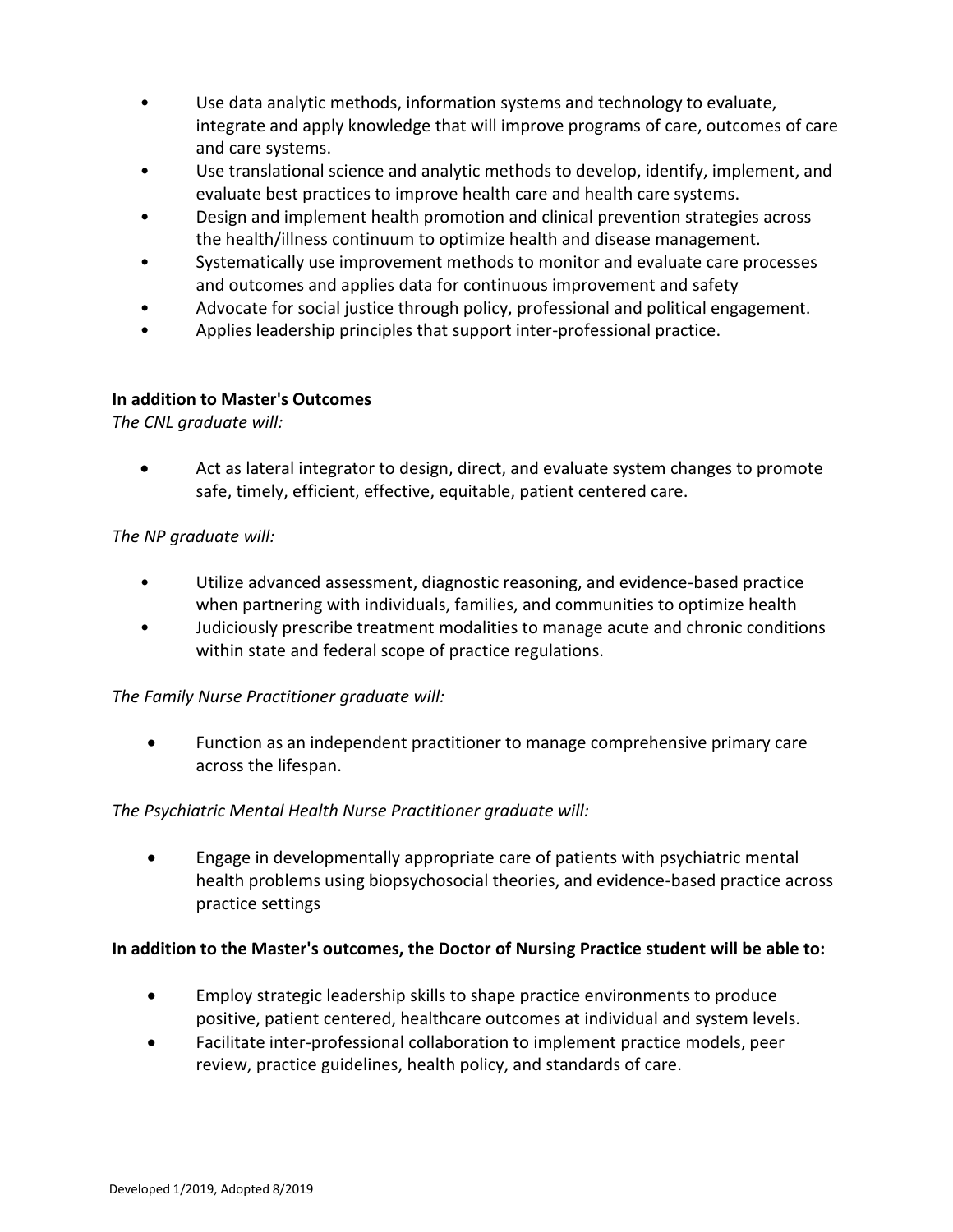- Use data analytic methods, information systems and technology to evaluate, integrate and apply knowledge that will improve programs of care, outcomes of care and care systems.
- Use translational science and analytic methods to develop, identify, implement, and evaluate best practices to improve health care and health care systems.
- Design and implement health promotion and clinical prevention strategies across the health/illness continuum to optimize health and disease management.
- Systematically use improvement methods to monitor and evaluate care processes and outcomes and applies data for continuous improvement and safety
- Advocate for social justice through policy, professional and political engagement.
- Applies leadership principles that support inter-professional practice.

**In addition to Master's Outcomes**

*The CNL graduate will:*

- Act as lateral integrator to design, direct, and evaluate system changes to promote safe, timely, efficient, effective, equitable, patient centered care.

*The NP graduate will:*

- Utilize advanced assessment, diagnostic reasoning, and evidence-based practice when partnering with individuals, families, and communities to optimize health
- Judiciously prescribe treatment modalities to manage acute and chronic conditions within state and federal scope of practice regulations.

*The Family Nurse Practitioner graduate will:*

- Function as an independent practitioner to manage comprehensive primary care across the lifespan.

*The Psychiatric Mental Health Nurse Practitioner graduate will:*

- Engage in developmentally appropriate care of patients with psychiatric mental health problems using biopsychosocial theories, and evidence-based practice across practice settings

**In addition to the Master's outcomes, the Doctor of Nursing Practice student will be able to:**

- Employ strategic leadership skills to shape practice environments to produce positive, patient centered, healthcare outcomes at individual and system levels.
- Facilitate inter-professional collaboration to implement practice models, peer review, practice guidelines, health policy, and standards of care.

Developed 1/2019, Adopted 8/2019